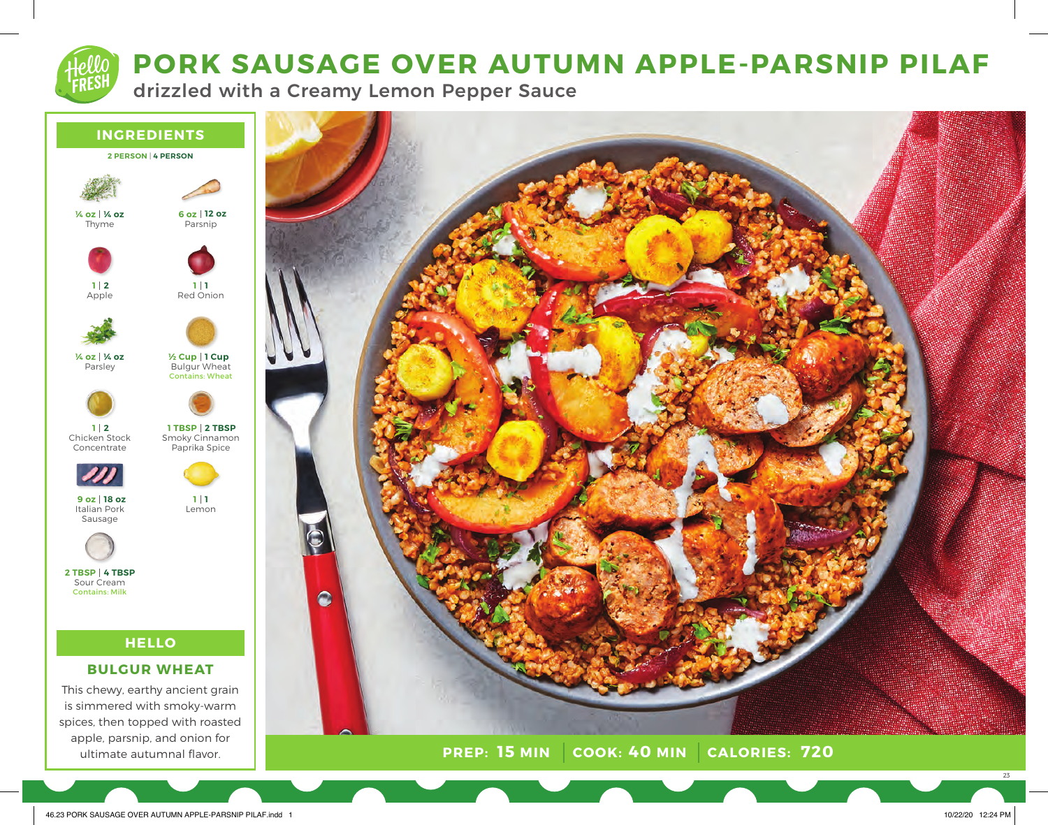# PORK SAUSAGE OVER AUTUMN APPLE-PARSNIP PILAF

## drizzled with a Creamy Lemon Pepper Sauce

## INGREDIENTS

**2 PERSON | 4 PERSON**

| Amount (2 Person \| 4 Person) | Ingredient |
|---|---|
| ¼ oz \| ¼ oz | Thyme |
| 6 oz \| 12 oz | Parsnip |
| 1 \| 2 | Apple |
| 1 \| 1 | Red Onion |
| ¼ oz \| ¼ oz | Parsley |
| ½ Cup \| 1 Cup | Bulgur Wheat (Contains: Wheat) |
| 1 \| 2 | Chicken Stock Concentrate |
| 1 TBSP \| 2 TBSP | Smoky Cinnamon Paprika Spice |
| 9 oz \| 18 oz | Italian Pork Sausage |
| 1 \| 1 | Lemon |
| 2 TBSP \| 4 TBSP | Sour Cream (Contains: Milk) |

## HELLO

### BULGUR WHEAT

This chewy, earthy ancient grain is simmered with smoky-warm spices, then topped with roasted apple, parsnip, and onion for ultimate autumnal flavor.

**PREP: 15 MIN | COOK: 40 MIN | CALORIES: 720**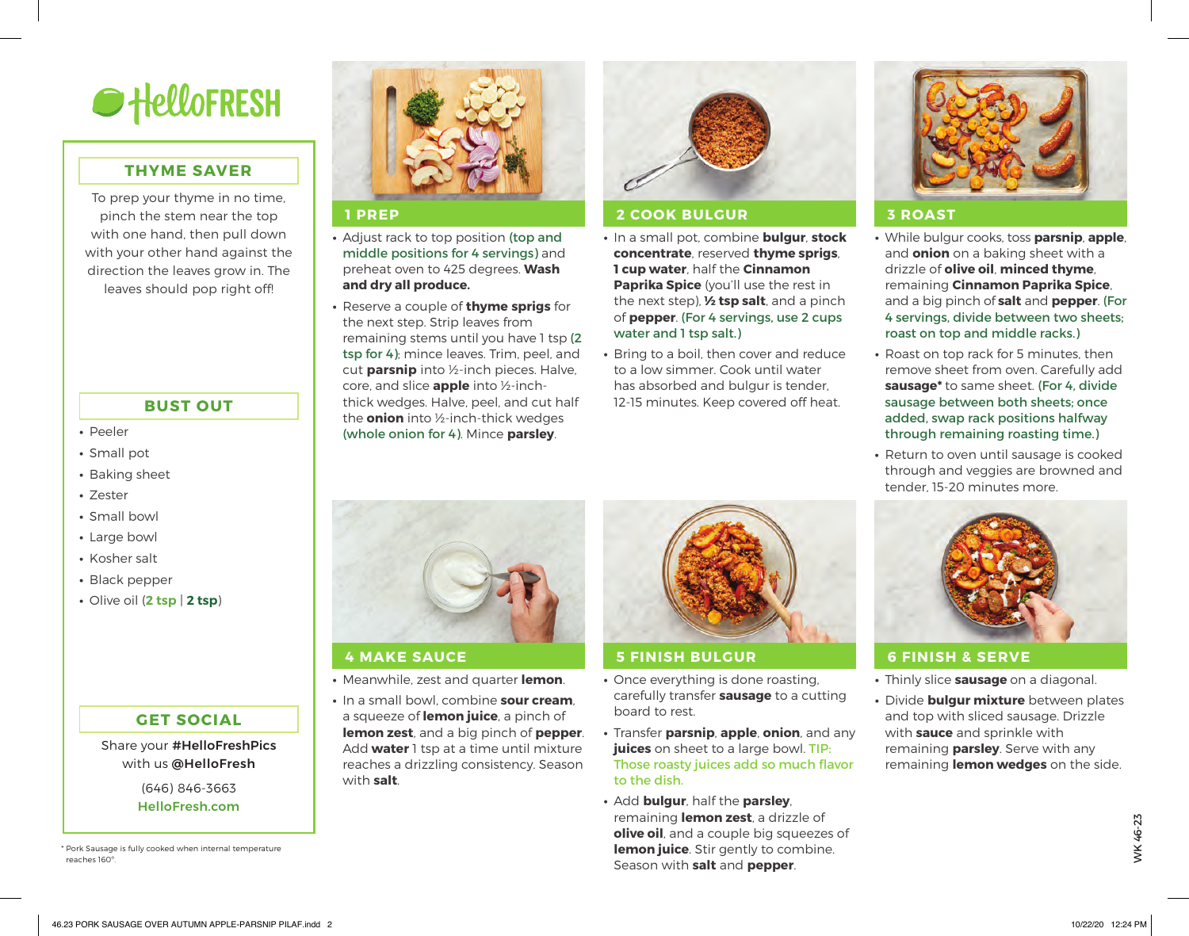# HelloFRESH

## THYME SAVER

To prep your thyme in no time, pinch the stem near the top with one hand, then pull down with your other hand against the direction the leaves grow in. The leaves should pop right off!

## BUST OUT

- Peeler
- Small pot
- Baking sheet
- Zester
- Small bowl
- Large bowl
- Kosher salt
- Black pepper
- Olive oil (2 tsp | 2 tsp)

## GET SOCIAL

Share your **#HelloFreshPics** with us **@HelloFresh**

(646) 846-3663

**HelloFresh.com**

\* Pork Sausage is fully cooked when internal temperature reaches 160°.

## 1 PREP

- Adjust rack to top position (top and middle positions for 4 servings) and preheat oven to 425 degrees. **Wash and dry all produce.**
- Reserve a couple of **thyme sprigs** for the next step. Strip leaves from remaining stems until you have 1 tsp (2 tsp for 4); mince leaves. Trim, peel, and cut **parsnip** into ½-inch pieces. Halve, core, and slice **apple** into ½-inch-thick wedges. Halve, peel, and cut half the **onion** into ½-inch-thick wedges (whole onion for 4). Mince **parsley**.

## 2 COOK BULGUR

- In a small pot, combine **bulgur**, **stock concentrate**, reserved **thyme sprigs**, **1 cup water**, half the **Cinnamon Paprika Spice** (you'll use the rest in the next step), **½ tsp salt**, and a pinch of **pepper**. (For 4 servings, use 2 cups water and 1 tsp salt.)
- Bring to a boil, then cover and reduce to a low simmer. Cook until water has absorbed and bulgur is tender, 12-15 minutes. Keep covered off heat.

## 3 ROAST

- While bulgur cooks, toss **parsnip**, **apple**, and **onion** on a baking sheet with a drizzle of **olive oil**, **minced thyme**, remaining **Cinnamon Paprika Spice**, and a big pinch of **salt** and **pepper**. (For 4 servings, divide between two sheets; roast on top and middle racks.)
- Roast on top rack for 5 minutes, then remove sheet from oven. Carefully add **sausage\*** to same sheet. (For 4, divide sausage between both sheets; once added, swap rack positions halfway through remaining roasting time.)
- Return to oven until sausage is cooked through and veggies are browned and tender, 15-20 minutes more.

## 4 MAKE SAUCE

- Meanwhile, zest and quarter **lemon**.
- In a small bowl, combine **sour cream**, a squeeze of **lemon juice**, a pinch of **lemon zest**, and a big pinch of **pepper**. Add **water** 1 tsp at a time until mixture reaches a drizzling consistency. Season with **salt**.

## 5 FINISH BULGUR

- Once everything is done roasting, carefully transfer **sausage** to a cutting board to rest.
- Transfer **parsnip**, **apple**, **onion**, and any **juices** on sheet to a large bowl. TIP: Those roasty juices add so much flavor to the dish.
- Add **bulgur**, half the **parsley**, remaining **lemon zest**, a drizzle of **olive oil**, and a couple big squeezes of **lemon juice**. Stir gently to combine. Season with **salt** and **pepper**.

## 6 FINISH & SERVE

- Thinly slice **sausage** on a diagonal.
- Divide **bulgur mixture** between plates and top with sliced sausage. Drizzle with **sauce** and sprinkle with remaining **parsley**. Serve with any remaining **lemon wedges** on the side.

WK 46-23